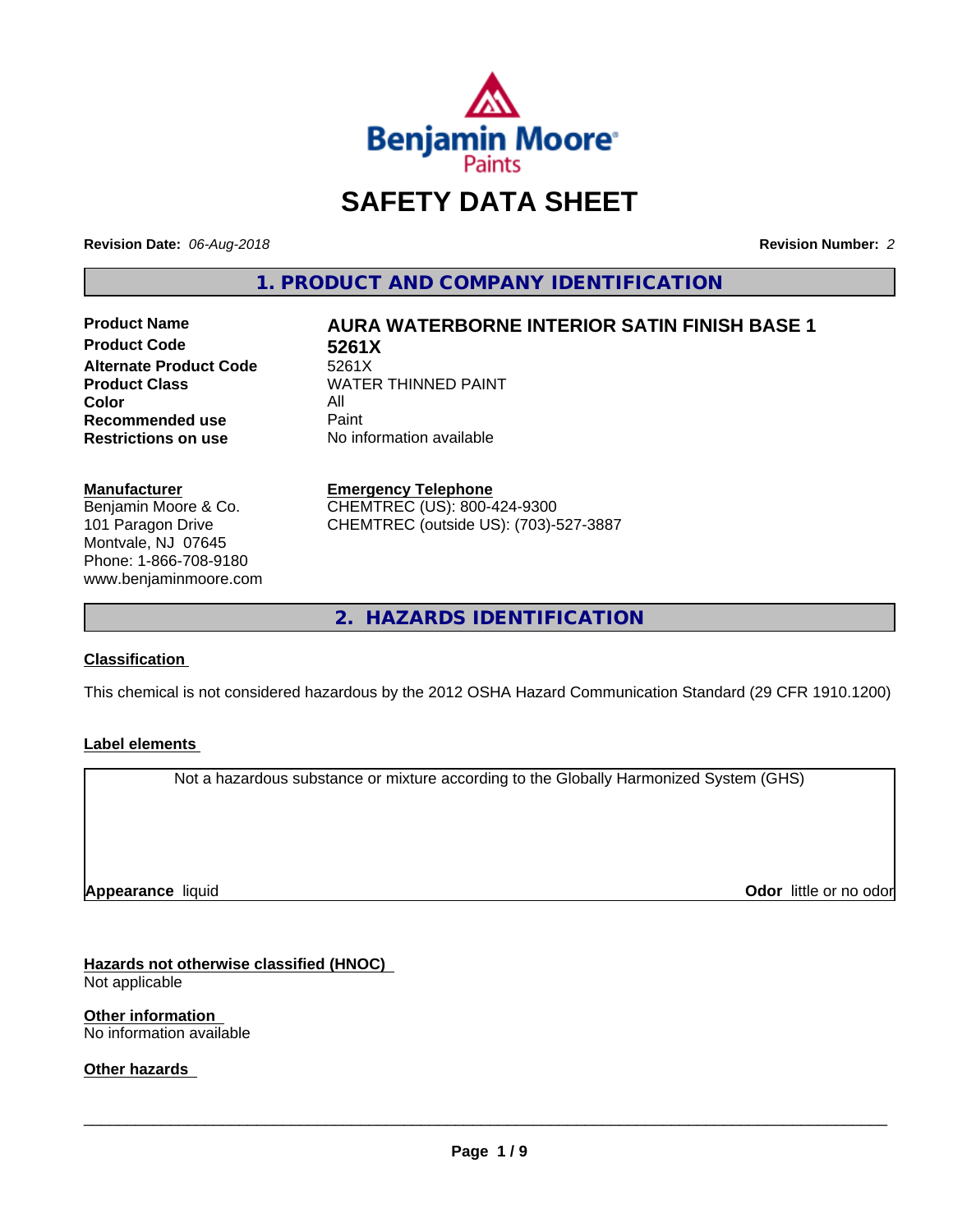# SAFETY DATA SHEET

**Revision Date:** *06-Aug-2018* **Revision Number:** *2*

## 1. PRODUCT AND COMPANY IDENTIFICATION

| | |
|---|---|
| **Product Name** | **AURA WATERBORNE INTERIOR SATIN FINISH BASE 1** |
| **Product Code** | **5261X** |
| **Alternate Product Code** | 5261X |
| **Product Class** | WATER THINNED PAINT |
| **Color** | All |
| **Recommended use** | Paint |
| **Restrictions on use** | No information available |

**Manufacturer**
Benjamin Moore & Co.
101 Paragon Drive
Montvale, NJ 07645
Phone: 1-866-708-9180
www.benjaminmoore.com

**Emergency Telephone**
CHEMTREC (US): 800-424-9300
CHEMTREC (outside US): (703)-527-3887

## 2. HAZARDS IDENTIFICATION

### Classification

This chemical is not considered hazardous by the 2012 OSHA Hazard Communication Standard (29 CFR 1910.1200)

### Label elements

Not a hazardous substance or mixture according to the Globally Harmonized System (GHS)

**Appearance** liquid **Odor** little or no odor

### Hazards not otherwise classified (HNOC)

Not applicable

### Other information

No information available

### Other hazards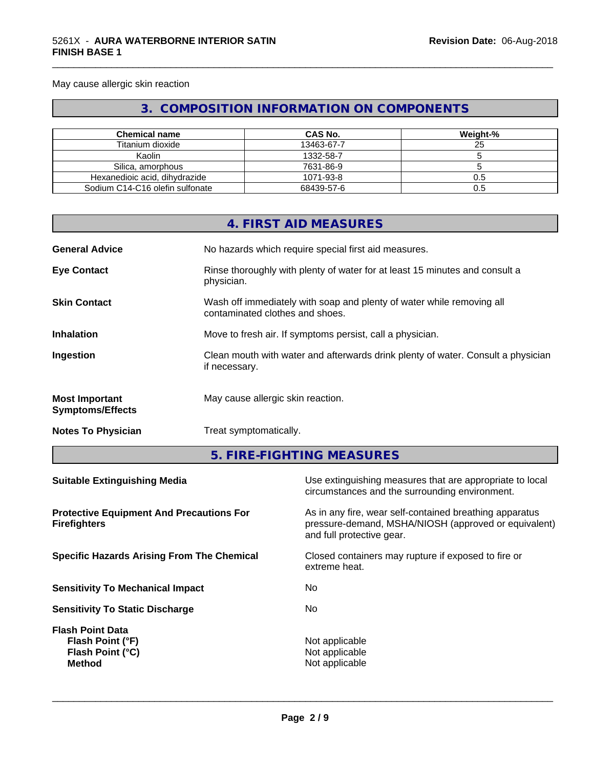May cause allergic skin reaction

## 3. COMPOSITION INFORMATION ON COMPONENTS

| Chemical name | CAS No. | Weight-% |
| --- | --- | --- |
| Titanium dioxide | 13463-67-7 | 25 |
| Kaolin | 1332-58-7 | 5 |
| Silica, amorphous | 7631-86-9 | 5 |
| Hexanedioic acid, dihydrazide | 1071-93-8 | 0.5 |
| Sodium C14-C16 olefin sulfonate | 68439-57-6 | 0.5 |

## 4. FIRST AID MEASURES

**General Advice**
No hazards which require special first aid measures.

**Eye Contact**
Rinse thoroughly with plenty of water for at least 15 minutes and consult a physician.

**Skin Contact**
Wash off immediately with soap and plenty of water while removing all contaminated clothes and shoes.

**Inhalation**
Move to fresh air. If symptoms persist, call a physician.

**Ingestion**
Clean mouth with water and afterwards drink plenty of water. Consult a physician if necessary.

**Most Important Symptoms/Effects**
May cause allergic skin reaction.

**Notes To Physician**
Treat symptomatically.

## 5. FIRE-FIGHTING MEASURES

**Suitable Extinguishing Media**
Use extinguishing measures that are appropriate to local circumstances and the surrounding environment.

**Protective Equipment And Precautions For Firefighters**
As in any fire, wear self-contained breathing apparatus pressure-demand, MSHA/NIOSH (approved or equivalent) and full protective gear.

**Specific Hazards Arising From The Chemical**
Closed containers may rupture if exposed to fire or extreme heat.

**Sensitivity To Mechanical Impact**
No

**Sensitivity To Static Discharge**
No

**Flash Point Data**
**Flash Point (°F)** Not applicable
**Flash Point (°C)** Not applicable
**Method** Not applicable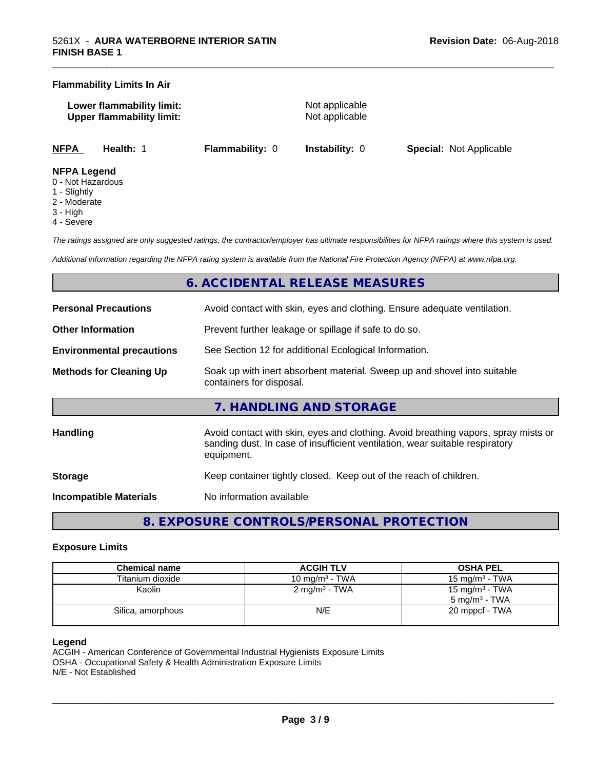**Flammability Limits In Air**

**Lower flammability limit:** Not applicable
**Upper flammability limit:** Not applicable

**NFPA** **Health:** 1 **Flammability:** 0 **Instability:** 0 **Special:** Not Applicable

**NFPA Legend**
0 - Not Hazardous
1 - Slightly
2 - Moderate
3 - High
4 - Severe

*The ratings assigned are only suggested ratings, the contractor/employer has ultimate responsibilities for NFPA ratings where this system is used.*

*Additional information regarding the NFPA rating system is available from the National Fire Protection Agency (NFPA) at www.nfpa.org.*

## 6. ACCIDENTAL RELEASE MEASURES

**Personal Precautions** Avoid contact with skin, eyes and clothing. Ensure adequate ventilation.

**Other Information** Prevent further leakage or spillage if safe to do so.

**Environmental precautions** See Section 12 for additional Ecological Information.

**Methods for Cleaning Up** Soak up with inert absorbent material. Sweep up and shovel into suitable containers for disposal.

## 7. HANDLING AND STORAGE

**Handling** Avoid contact with skin, eyes and clothing. Avoid breathing vapors, spray mists or sanding dust. In case of insufficient ventilation, wear suitable respiratory equipment.

**Storage** Keep container tightly closed. Keep out of the reach of children.

**Incompatible Materials** No information available

## 8. EXPOSURE CONTROLS/PERSONAL PROTECTION

### Exposure Limits

| Chemical name | ACGIH TLV | OSHA PEL |
|---|---|---|
| Titanium dioxide | 10 mg/m$^3$ - TWA | 15 mg/m$^3$ - TWA |
| Kaolin | 2 mg/m$^3$ - TWA | 15 mg/m$^3$ - TWA<br>5 mg/m$^3$ - TWA |
| Silica, amorphous | N/E | 20 mppcf - TWA |

**Legend**
ACGIH - American Conference of Governmental Industrial Hygienists Exposure Limits
OSHA - Occupational Safety & Health Administration Exposure Limits
N/E - Not Established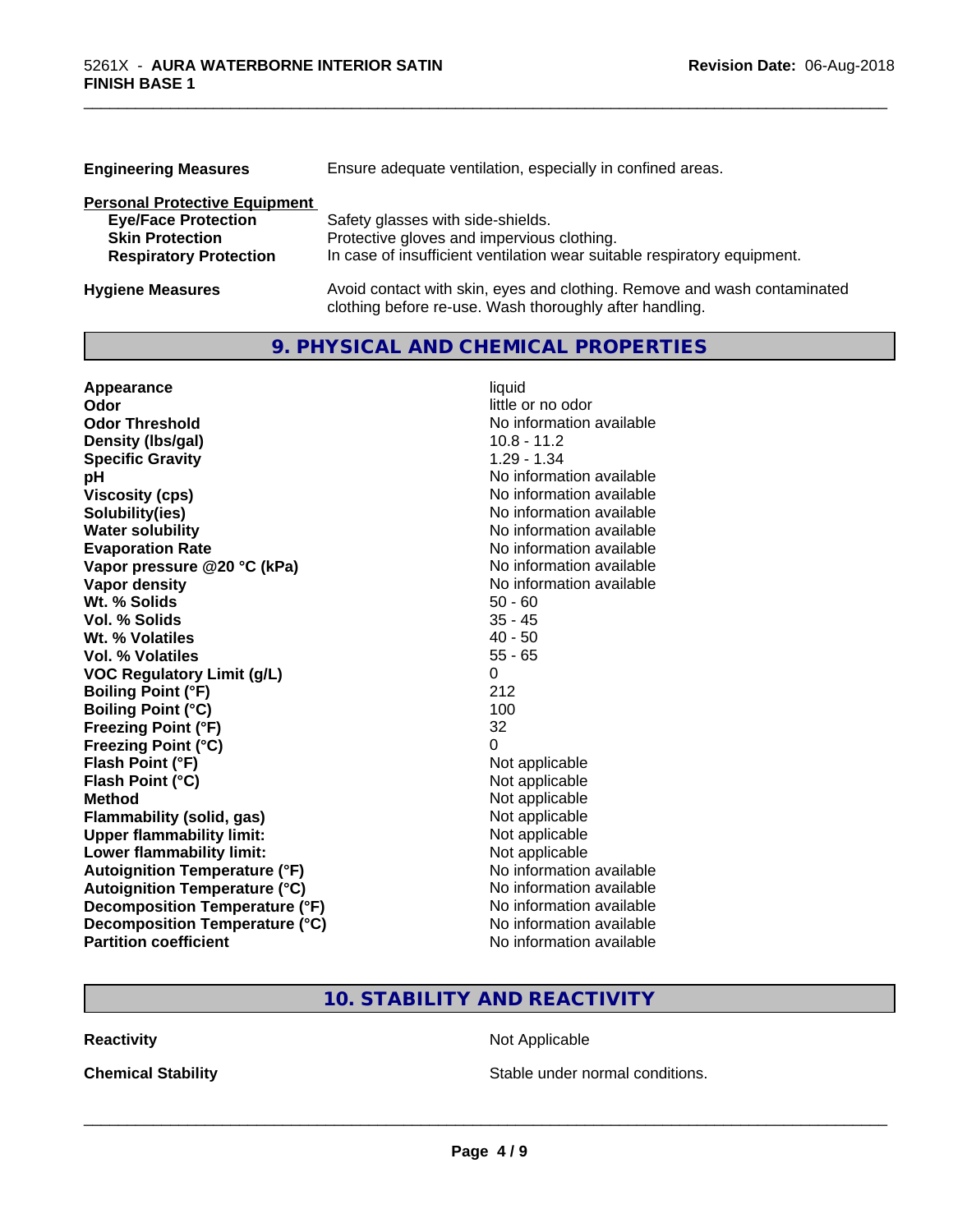| | |
|---|---|
| **Engineering Measures** | Ensure adequate ventilation, especially in confined areas. |

**Personal Protective Equipment**

| | |
|---|---|
| **Eye/Face Protection** | Safety glasses with side-shields. |
| **Skin Protection** | Protective gloves and impervious clothing. |
| **Respiratory Protection** | In case of insufficient ventilation wear suitable respiratory equipment. |

| | |
|---|---|
| **Hygiene Measures** | Avoid contact with skin, eyes and clothing. Remove and wash contaminated clothing before re-use. Wash thoroughly after handling. |

## 9. PHYSICAL AND CHEMICAL PROPERTIES

| | |
|---|---|
| **Appearance** | liquid |
| **Odor** | little or no odor |
| **Odor Threshold** | No information available |
| **Density (lbs/gal)** | 10.8 - 11.2 |
| **Specific Gravity** | 1.29 - 1.34 |
| **pH** | No information available |
| **Viscosity (cps)** | No information available |
| **Solubility(ies)** | No information available |
| **Water solubility** | No information available |
| **Evaporation Rate** | No information available |
| **Vapor pressure @20 °C (kPa)** | No information available |
| **Vapor density** | No information available |
| **Wt. % Solids** | 50 - 60 |
| **Vol. % Solids** | 35 - 45 |
| **Wt. % Volatiles** | 40 - 50 |
| **Vol. % Volatiles** | 55 - 65 |
| **VOC Regulatory Limit (g/L)** | 0 |
| **Boiling Point (°F)** | 212 |
| **Boiling Point (°C)** | 100 |
| **Freezing Point (°F)** | 32 |
| **Freezing Point (°C)** | 0 |
| **Flash Point (°F)** | Not applicable |
| **Flash Point (°C)** | Not applicable |
| **Method** | Not applicable |
| **Flammability (solid, gas)** | Not applicable |
| **Upper flammability limit:** | Not applicable |
| **Lower flammability limit:** | Not applicable |
| **Autoignition Temperature (°F)** | No information available |
| **Autoignition Temperature (°C)** | No information available |
| **Decomposition Temperature (°F)** | No information available |
| **Decomposition Temperature (°C)** | No information available |
| **Partition coefficient** | No information available |

## 10. STABILITY AND REACTIVITY

| | |
|---|---|
| **Reactivity** | Not Applicable |
| **Chemical Stability** | Stable under normal conditions. |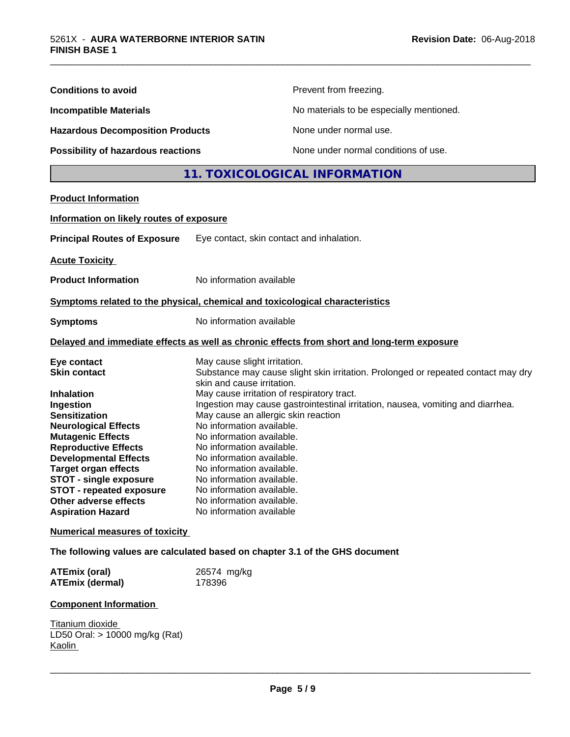| | |
|---|---|
| **Conditions to avoid** | Prevent from freezing. |
| **Incompatible Materials** | No materials to be especially mentioned. |
| **Hazardous Decomposition Products** | None under normal use. |
| **Possibility of hazardous reactions** | None under normal conditions of use. |

## 11. TOXICOLOGICAL INFORMATION

**Product Information**

**Information on likely routes of exposure**

**Principal Routes of Exposure** Eye contact, skin contact and inhalation.

**Acute Toxicity**

**Product Information** No information available

**Symptoms related to the physical, chemical and toxicological characteristics**

**Symptoms** No information available

**Delayed and immediate effects as well as chronic effects from short and long-term exposure**

| | |
|---|---|
| **Eye contact** | May cause slight irritation. |
| **Skin contact** | Substance may cause slight skin irritation. Prolonged or repeated contact may dry skin and cause irritation. |
| **Inhalation** | May cause irritation of respiratory tract. |
| **Ingestion** | Ingestion may cause gastrointestinal irritation, nausea, vomiting and diarrhea. |
| **Sensitization** | May cause an allergic skin reaction |
| **Neurological Effects** | No information available. |
| **Mutagenic Effects** | No information available. |
| **Reproductive Effects** | No information available. |
| **Developmental Effects** | No information available. |
| **Target organ effects** | No information available. |
| **STOT - single exposure** | No information available. |
| **STOT - repeated exposure** | No information available. |
| **Other adverse effects** | No information available. |
| **Aspiration Hazard** | No information available |

**Numerical measures of toxicity**

**The following values are calculated based on chapter 3.1 of the GHS document**

| | |
|---|---|
| **ATEmix (oral)** | 26574 mg/kg |
| **ATEmix (dermal)** | 178396 |

**Component Information**

Titanium dioxide
LD50 Oral: > 10000 mg/kg (Rat)
Kaolin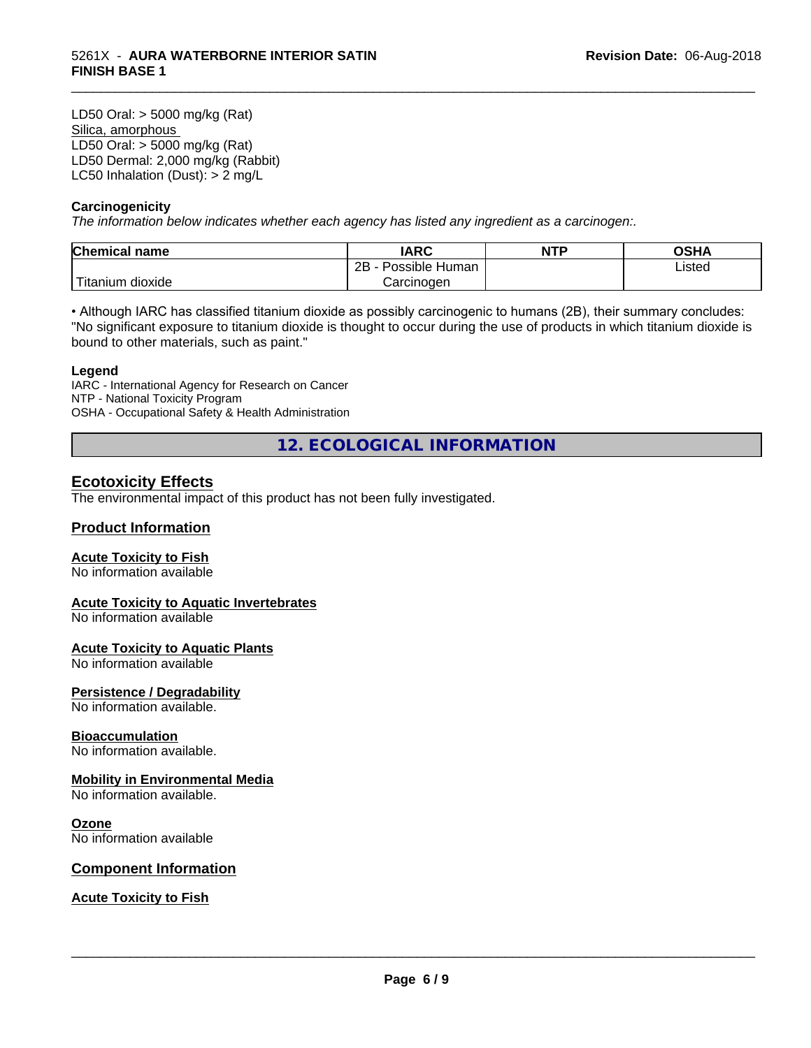LD50 Oral: > 5000 mg/kg (Rat)
Silica, amorphous
LD50 Oral: > 5000 mg/kg (Rat)
LD50 Dermal: 2,000 mg/kg (Rabbit)
LC50 Inhalation (Dust): > 2 mg/L

**Carcinogenicity**
*The information below indicates whether each agency has listed any ingredient as a carcinogen:.*

| Chemical name | IARC | NTP | OSHA |
|---|---|---|---|
| Titanium dioxide | 2B - Possible Human Carcinogen | | Listed |

• Although IARC has classified titanium dioxide as possibly carcinogenic to humans (2B), their summary concludes: "No significant exposure to titanium dioxide is thought to occur during the use of products in which titanium dioxide is bound to other materials, such as paint."

**Legend**
IARC - International Agency for Research on Cancer
NTP - National Toxicity Program
OSHA - Occupational Safety & Health Administration

## 12. ECOLOGICAL INFORMATION

### Ecotoxicity Effects
The environmental impact of this product has not been fully investigated.

### Product Information

**Acute Toxicity to Fish**
No information available

**Acute Toxicity to Aquatic Invertebrates**
No information available

**Acute Toxicity to Aquatic Plants**
No information available

**Persistence / Degradability**
No information available.

**Bioaccumulation**
No information available.

**Mobility in Environmental Media**
No information available.

**Ozone**
No information available

### Component Information

**Acute Toxicity to Fish**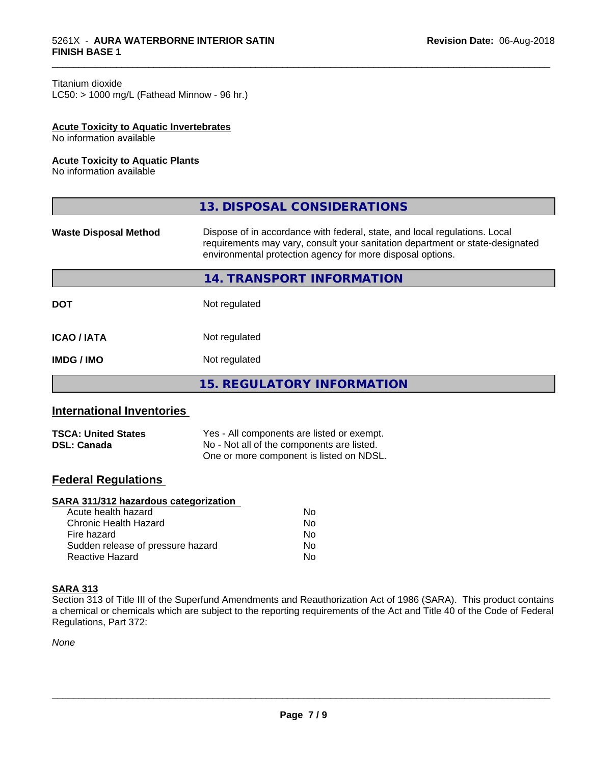Titanium dioxide
LC50: > 1000 mg/L (Fathead Minnow - 96 hr.)

**Acute Toxicity to Aquatic Invertebrates**
No information available

**Acute Toxicity to Aquatic Plants**
No information available

## 13. DISPOSAL CONSIDERATIONS

| | |
|---|---|
| **Waste Disposal Method** | Dispose of in accordance with federal, state, and local regulations. Local requirements may vary, consult your sanitation department or state-designated environmental protection agency for more disposal options. |

## 14. TRANSPORT INFORMATION

| | |
|---|---|
| **DOT** | Not regulated |
| **ICAO / IATA** | Not regulated |
| **IMDG / IMO** | Not regulated |

## 15. REGULATORY INFORMATION

### International Inventories

| | |
|---|---|
| **TSCA: United States** | Yes - All components are listed or exempt. |
| **DSL: Canada** | No - Not all of the components are listed. One or more component is listed on NDSL. |

### Federal Regulations

**SARA 311/312 hazardous categorization**

| | |
|---|---|
| Acute health hazard | No |
| Chronic Health Hazard | No |
| Fire hazard | No |
| Sudden release of pressure hazard | No |
| Reactive Hazard | No |

**SARA 313**
Section 313 of Title III of the Superfund Amendments and Reauthorization Act of 1986 (SARA). This product contains a chemical or chemicals which are subject to the reporting requirements of the Act and Title 40 of the Code of Federal Regulations, Part 372:

*None*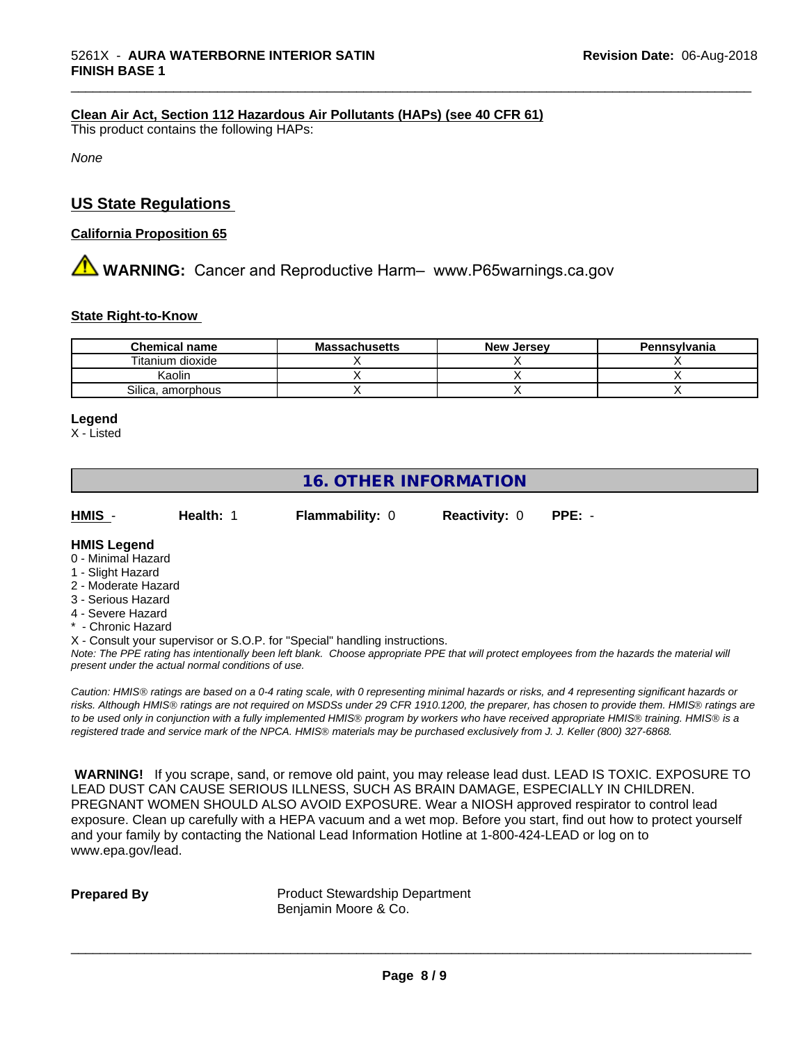**Clean Air Act, Section 112 Hazardous Air Pollutants (HAPs) (see 40 CFR 61)**

This product contains the following HAPs:

*None*

## US State Regulations

**California Proposition 65**

⚠ **WARNING:** Cancer and Reproductive Harm– www.P65warnings.ca.gov

**State Right-to-Know**

| Chemical name | Massachusetts | New Jersey | Pennsylvania |
|---|---|---|---|
| Titanium dioxide | X | X | X |
| Kaolin | X | X | X |
| Silica, amorphous | X | X | X |

**Legend**

X - Listed

## 16. OTHER INFORMATION

**HMIS** - **Health:** 1 **Flammability:** 0 **Reactivity:** 0 **PPE:** -

**HMIS Legend**

0 - Minimal Hazard
1 - Slight Hazard
2 - Moderate Hazard
3 - Serious Hazard
4 - Severe Hazard
* - Chronic Hazard
X - Consult your supervisor or S.O.P. for "Special" handling instructions.

*Note: The PPE rating has intentionally been left blank. Choose appropriate PPE that will protect employees from the hazards the material will present under the actual normal conditions of use.*

*Caution: HMIS® ratings are based on a 0-4 rating scale, with 0 representing minimal hazards or risks, and 4 representing significant hazards or risks. Although HMIS® ratings are not required on MSDSs under 29 CFR 1910.1200, the preparer, has chosen to provide them. HMIS® ratings are to be used only in conjunction with a fully implemented HMIS® program by workers who have received appropriate HMIS® training. HMIS® is a registered trade and service mark of the NPCA. HMIS® materials may be purchased exclusively from J. J. Keller (800) 327-6868.*

**WARNING!** If you scrape, sand, or remove old paint, you may release lead dust. LEAD IS TOXIC. EXPOSURE TO LEAD DUST CAN CAUSE SERIOUS ILLNESS, SUCH AS BRAIN DAMAGE, ESPECIALLY IN CHILDREN. PREGNANT WOMEN SHOULD ALSO AVOID EXPOSURE. Wear a NIOSH approved respirator to control lead exposure. Clean up carefully with a HEPA vacuum and a wet mop. Before you start, find out how to protect yourself and your family by contacting the National Lead Information Hotline at 1-800-424-LEAD or log on to www.epa.gov/lead.

**Prepared By** Product Stewardship Department
Benjamin Moore & Co.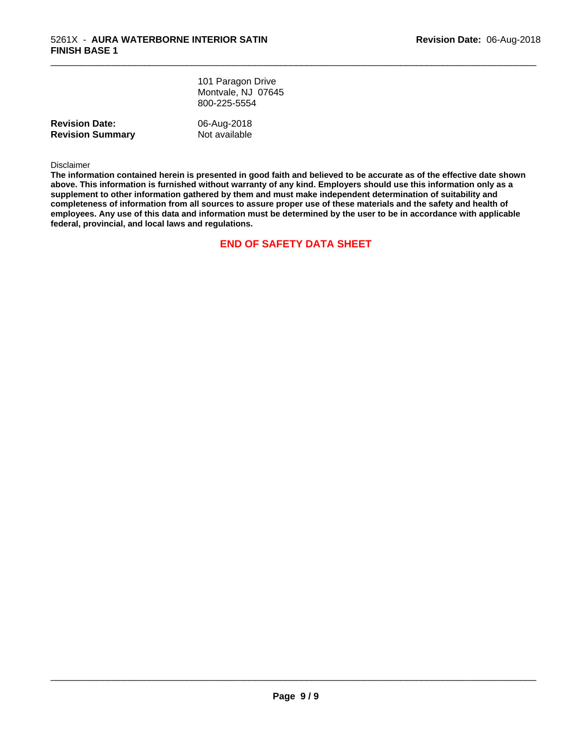101 Paragon Drive
Montvale, NJ 07645
800-225-5554

| | |
|---|---|
| **Revision Date:** | 06-Aug-2018 |
| **Revision Summary** | Not available |

Disclaimer

**The information contained herein is presented in good faith and believed to be accurate as of the effective date shown above. This information is furnished without warranty of any kind. Employers should use this information only as a supplement to other information gathered by them and must make independent determination of suitability and completeness of information from all sources to assure proper use of these materials and the safety and health of employees. Any use of this data and information must be determined by the user to be in accordance with applicable federal, provincial, and local laws and regulations.**

**END OF SAFETY DATA SHEET**